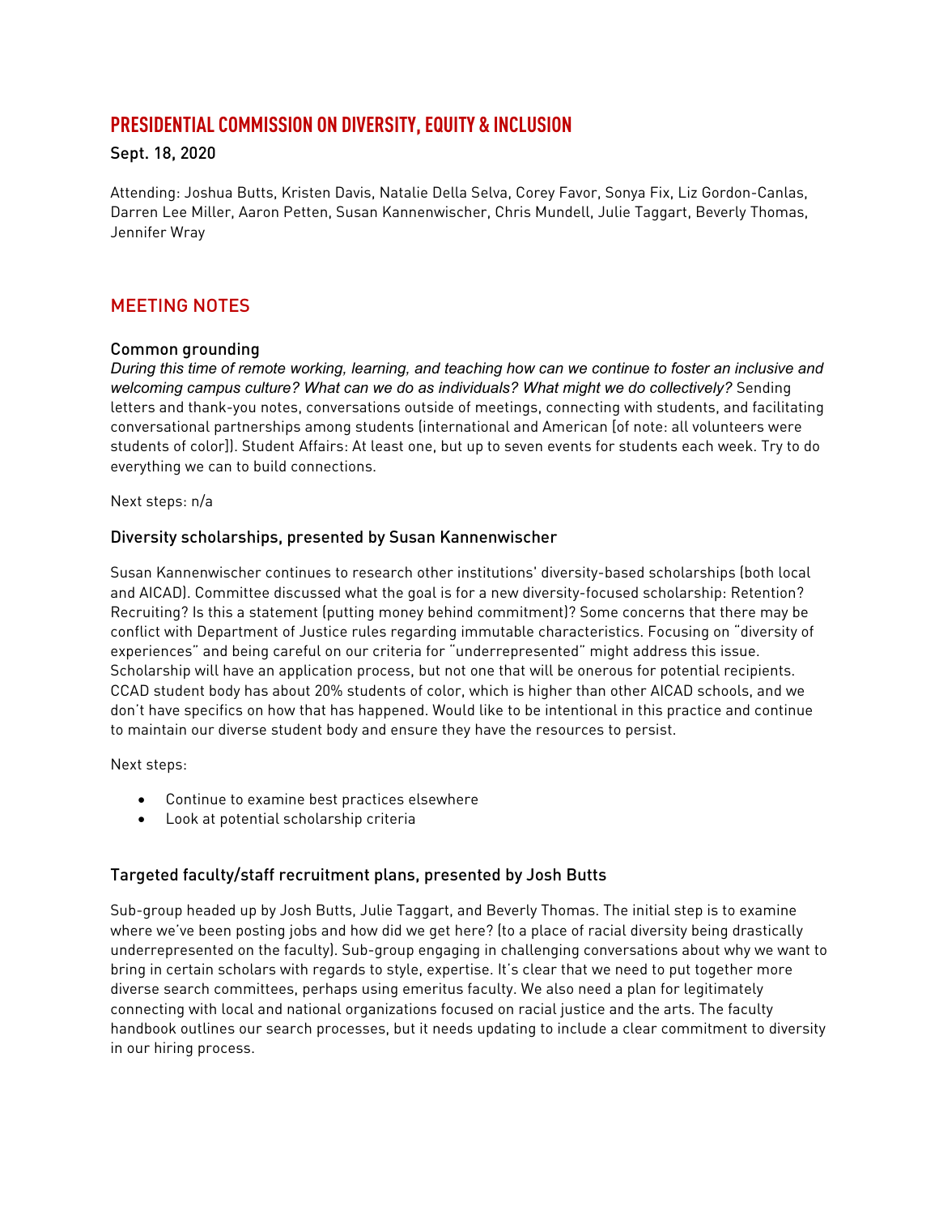# PRESIDENTIAL COMMISSION ON DIVERSITY, EQUITY & INCLUSION

Sept. 18, 2020

Attending: Joshua Butts, Kristen Davis, Natalie Della Selva, Corey Favor, Sonya Fix, Liz Gordon-Canlas, Darren Lee Miller, Aaron Petten, Susan Kannenwischer, Chris Mundell, Julie Taggart, Beverly Thomas, Jennifer Wray

## MEETING NOTES

### Common grounding

*During this time of remote working, learning, and teaching how can we continue to foster an inclusive and welcoming campus culture? What can we do as individuals? What might we do collectively?* Sending letters and thank-you notes, conversations outside of meetings, connecting with students, and facilitating conversational partnerships among students (international and American [of note: all volunteers were students of color]). Student Affairs: At least one, but up to seven events for students each week. Try to do everything we can to build connections.

Next steps: n/a

### Diversity scholarships, presented by Susan Kannenwischer

Susan Kannenwischer continues to research other institutions' diversity-based scholarships (both local and AICAD). Committee discussed what the goal is for a new diversity-focused scholarship: Retention? Recruiting? Is this a statement (putting money behind commitment)? Some concerns that there may be conflict with Department of Justice rules regarding immutable characteristics. Focusing on "diversity of experiences" and being careful on our criteria for "underrepresented" might address this issue. Scholarship will have an application process, but not one that will be onerous for potential recipients. CCAD student body has about 20% students of color, which is higher than other AICAD schools, and we don't have specifics on how that has happened. Would like to be intentional in this practice and continue to maintain our diverse student body and ensure they have the resources to persist.

Next steps:

- Continue to examine best practices elsewhere
- Look at potential scholarship criteria

### Targeted faculty/staff recruitment plans, presented by Josh Butts

Sub-group headed up by Josh Butts, Julie Taggart, and Beverly Thomas. The initial step is to examine where we've been posting jobs and how did we get here? (to a place of racial diversity being drastically underrepresented on the faculty). Sub-group engaging in challenging conversations about why we want to bring in certain scholars with regards to style, expertise. It's clear that we need to put together more diverse search committees, perhaps using emeritus faculty. We also need a plan for legitimately connecting with local and national organizations focused on racial justice and the arts. The faculty handbook outlines our search processes, but it needs updating to include a clear commitment to diversity in our hiring process.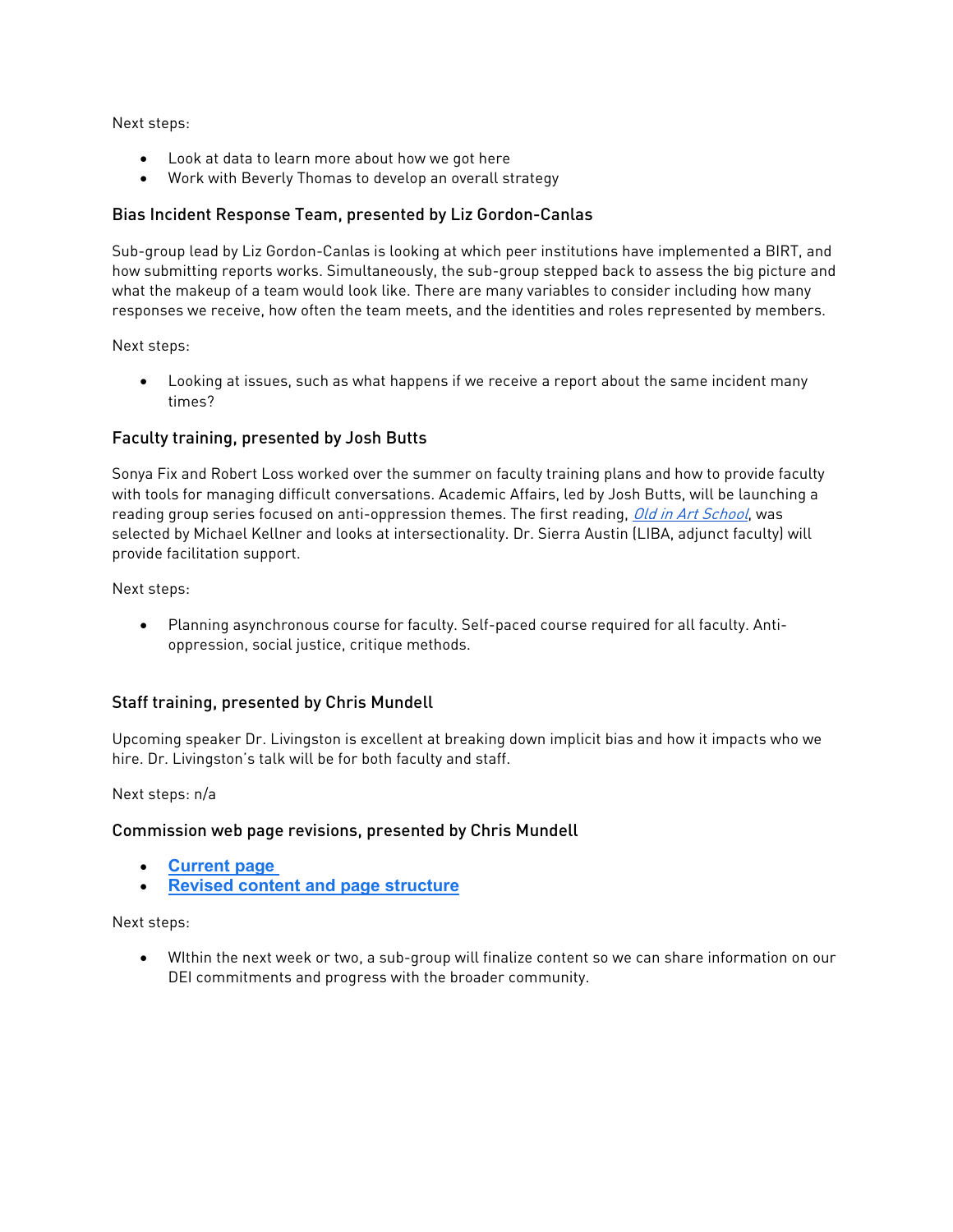Next steps:

- Look at data to learn more about how we got here
- Work with Beverly Thomas to develop an overall strategy

### Bias Incident Response Team, presented by Liz Gordon-Canlas

Sub-group lead by Liz Gordon-Canlas is looking at which peer institutions have implemented a BIRT, and how submitting reports works. Simultaneously, the sub-group stepped back to assess the big picture and what the makeup of a team would look like. There are many variables to consider including how many responses we receive, how often the team meets, and the identities and roles represented by members.

Next steps:

- Looking at issues, such as what happens if we receive a report about the same incident many times?

### Faculty training, presented by Josh Butts

Sonya Fix and Robert Loss worked over the summer on faculty training plans and how to provide faculty with tools for managing difficult conversations. Academic Affairs, led by Josh Butts, will be launching a reading group series focused on anti-oppression themes. The first reading, *Old in Art School*, was selected by Michael Kellner and looks at intersectionality. Dr. Sierra Austin (LIBA, adjunct faculty) will provide facilitation support.

Next steps:

- Planning asynchronous course for faculty. Self-paced course required for all faculty. Anti-oppression, social justice, critique methods.

### Staff training, presented by Chris Mundell

Upcoming speaker Dr. Livingston is excellent at breaking down implicit bias and how it impacts who we hire. Dr. Livingston's talk will be for both faculty and staff.

Next steps: n/a

### Commission web page revisions, presented by Chris Mundell

- **Current page**
- **Revised content and page structure**

Next steps:

- WIthin the next week or two, a sub-group will finalize content so we can share information on our DEI commitments and progress with the broader community.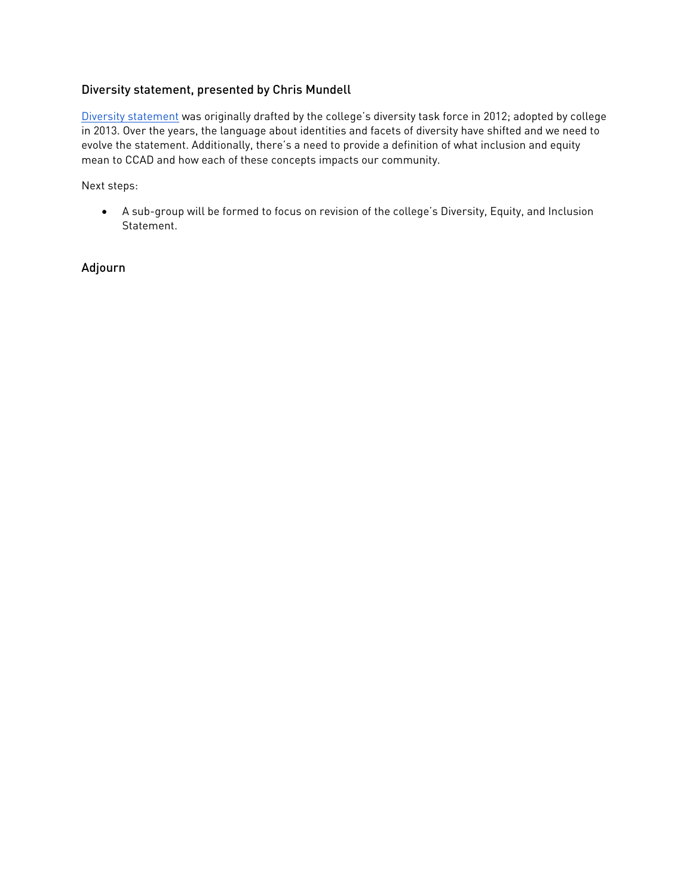### Diversity statement, presented by Chris Mundell

Diversity statement was originally drafted by the college's diversity task force in 2012; adopted by college in 2013. Over the years, the language about identities and facets of diversity have shifted and we need to evolve the statement. Additionally, there's a need to provide a definition of what inclusion and equity mean to CCAD and how each of these concepts impacts our community.

Next steps:

- A sub-group will be formed to focus on revision of the college's Diversity, Equity, and Inclusion Statement.

### Adjourn